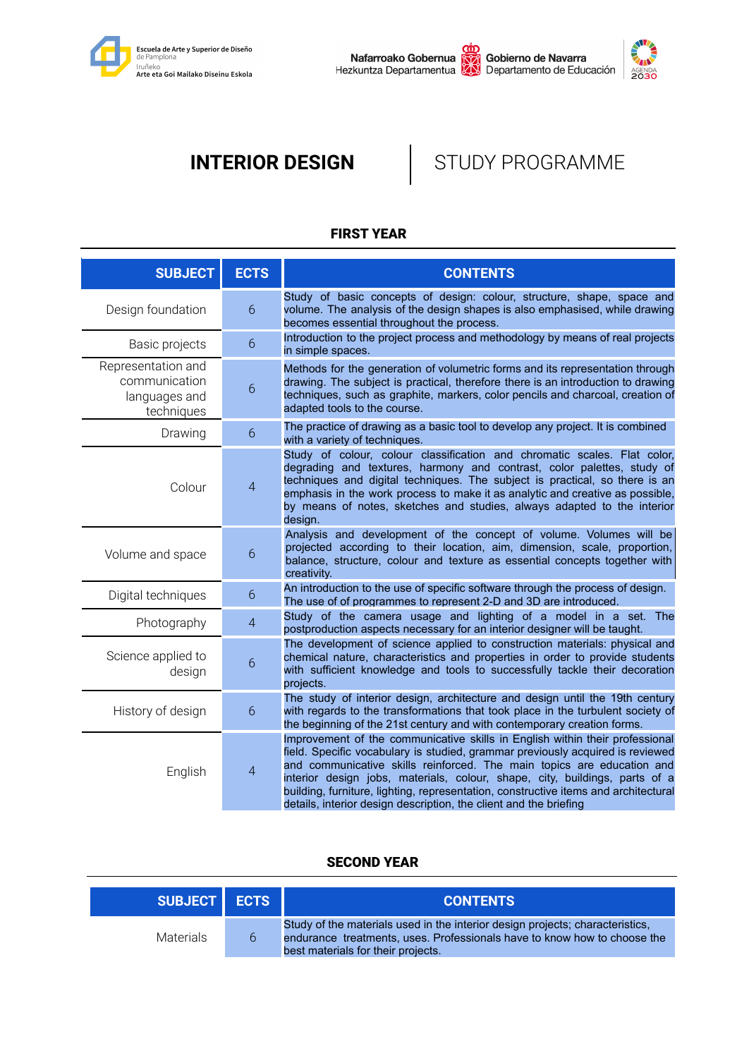Escuela de Arte y Superior de Diseño de Pamplona
Iruñeko Arte eta Goi Mailako Diseinu Eskola

Nafarroako Gobernua Hezkuntza Departamentua | Gobierno de Navarra Departamento de Educación

# INTERIOR DESIGN | STUDY PROGRAMME

## FIRST YEAR

| SUBJECT | ECTS | CONTENTS |
|---|---|---|
| Design foundation | 6 | Study of basic concepts of design: colour, structure, shape, space and volume. The analysis of the design shapes is also emphasised, while drawing becomes essential throughout the process. |
| Basic projects | 6 | Introduction to the project process and methodology by means of real projects in simple spaces. |
| Representation and communication languages and techniques | 6 | Methods for the generation of volumetric forms and its representation through drawing. The subject is practical, therefore there is an introduction to drawing techniques, such as graphite, markers, color pencils and charcoal, creation of adapted tools to the course. |
| Drawing | 6 | The practice of drawing as a basic tool to develop any project. It is combined with a variety of techniques. |
| Colour | 4 | Study of colour, colour classification and chromatic scales. Flat color, degrading and textures, harmony and contrast, color palettes, study of techniques and digital techniques. The subject is practical, so there is an emphasis in the work process to make it as analytic and creative as possible, by means of notes, sketches and studies, always adapted to the interior design. |
| Volume and space | 6 | Analysis and development of the concept of volume. Volumes will be projected according to their location, aim, dimension, scale, proportion, balance, structure, colour and texture as essential concepts together with creativity. |
| Digital techniques | 6 | An introduction to the use of specific software through the process of design. The use of of programmes to represent 2-D and 3D are introduced. |
| Photography | 4 | Study of the camera usage and lighting of a model in a set. The postproduction aspects necessary for an interior designer will be taught. |
| Science applied to design | 6 | The development of science applied to construction materials: physical and chemical nature, characteristics and properties in order to provide students with sufficient knowledge and tools to successfully tackle their decoration projects. |
| History of design | 6 | The study of interior design, architecture and design until the 19th century with regards to the transformations that took place in the turbulent society of the beginning of the 21st century and with contemporary creation forms. |
| English | 4 | Improvement of the communicative skills in English within their professional field. Specific vocabulary is studied, grammar previously acquired is reviewed and communicative skills reinforced. The main topics are education and interior design jobs, materials, colour, shape, city, buildings, parts of a building, furniture, lighting, representation, constructive items and architectural details, interior design description, the client and the briefing |

## SECOND YEAR

| SUBJECT | ECTS | CONTENTS |
|---|---|---|
| Materials | 6 | Study of the materials used in the interior design projects; characteristics, endurance treatments, uses. Professionals have to know how to choose the best materials for their projects. |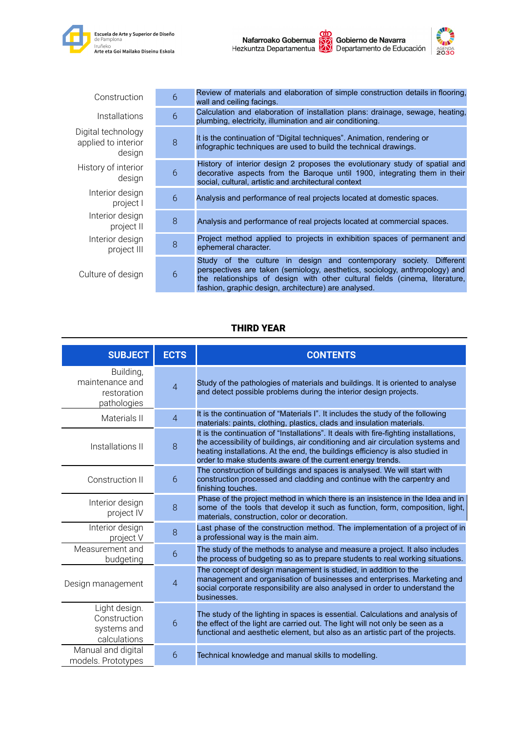| | | |
|---|---|---|
| Construction | 6 | Review of materials and elaboration of simple construction details in flooring, wall and ceiling facings. |
| Installations | 6 | Calculation and elaboration of installation plans: drainage, sewage, heating, plumbing, electricity, illumination and air conditioning. |
| Digital technology applied to interior design | 8 | It is the continuation of “Digital techniques”. Animation, rendering or infographic techniques are used to build the technical drawings. |
| History of interior design | 6 | History of interior design 2 proposes the evolutionary study of spatial and decorative aspects from the Baroque until 1900, integrating them in their social, cultural, artistic and architectural context |
| Interior design project I | 6 | Analysis and performance of real projects located at domestic spaces. |
| Interior design project II | 8 | Analysis and performance of real projects located at commercial spaces. |
| Interior design project III | 8 | Project method applied to projects in exhibition spaces of permanent and ephemeral character. |
| Culture of design | 6 | Study of the culture in design and contemporary society. Different perspectives are taken (semiology, aesthetics, sociology, anthropology) and the relationships of design with other cultural fields (cinema, literature, fashion, graphic design, architecture) are analysed. |

## THIRD YEAR

| SUBJECT | ECTS | CONTENTS |
|---|---|---|
| Building, maintenance and restoration pathologies | 4 | Study of the pathologies of materials and buildings. It is oriented to analyse and detect possible problems during the interior design projects. |
| Materials II | 4 | It is the continuation of “Materials I”. It includes the study of the following materials: paints, clothing, plastics, clads and insulation materials. |
| Installations II | 8 | It is the continuation of “Installations”. It deals with fire-fighting installations, the accessibility of buildings, air conditioning and air circulation systems and heating installations. At the end, the buildings efficiency is also studied in order to make students aware of the current energy trends. |
| Construction II | 6 | The construction of buildings and spaces is analysed. We will start with construction processed and cladding and continue with the carpentry and finishing touches. |
| Interior design project IV | 8 | Phase of the project method in which there is an insistence in the Idea and in some of the tools that develop it such as function, form, composition, light, materials, construction, color or decoration. |
| Interior design project V | 8 | Last phase of the construction method. The implementation of a project of in a professional way is the main aim. |
| Measurement and budgeting | 6 | The study of the methods to analyse and measure a project. It also includes the process of budgeting so as to prepare students to real working situations. |
| Design management | 4 | The concept of design management is studied, in addition to the management and organisation of businesses and enterprises. Marketing and social corporate responsibility are also analysed in order to understand the businesses. |
| Light design. Construction systems and calculations | 6 | The study of the lighting in spaces is essential. Calculations and analysis of the effect of the light are carried out. The light will not only be seen as a functional and aesthetic element, but also as an artistic part of the projects. |
| Manual and digital models. Prototypes | 6 | Technical knowledge and manual skills to modelling. |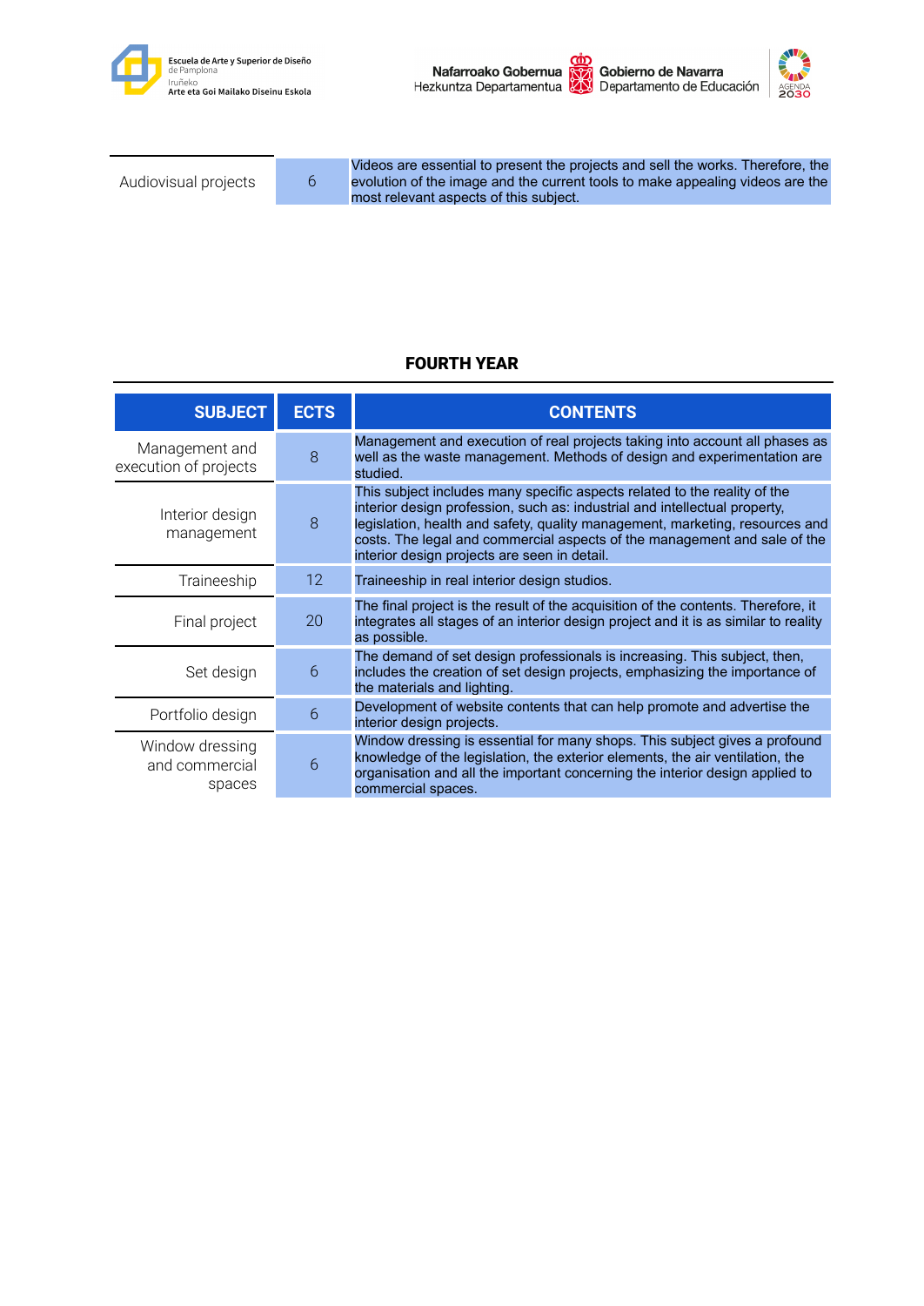| | | |
|---|---|---|
| Audiovisual projects | 6 | Videos are essential to present the projects and sell the works. Therefore, the evolution of the image and the current tools to make appealing videos are the most relevant aspects of this subject. |

## FOURTH YEAR

| SUBJECT | ECTS | CONTENTS |
|---|---|---|
| Management and execution of projects | 8 | Management and execution of real projects taking into account all phases as well as the waste management. Methods of design and experimentation are studied. |
| Interior design management | 8 | This subject includes many specific aspects related to the reality of the interior design profession, such as: industrial and intellectual property, legislation, health and safety, quality management, marketing, resources and costs. The legal and commercial aspects of the management and sale of the interior design projects are seen in detail. |
| Traineeship | 12 | Traineeship in real interior design studios. |
| Final project | 20 | The final project is the result of the acquisition of the contents. Therefore, it integrates all stages of an interior design project and it is as similar to reality as possible. |
| Set design | 6 | The demand of set design professionals is increasing. This subject, then, includes the creation of set design projects, emphasizing the importance of the materials and lighting. |
| Portfolio design | 6 | Development of website contents that can help promote and advertise the interior design projects. |
| Window dressing and commercial spaces | 6 | Window dressing is essential for many shops. This subject gives a profound knowledge of the legislation, the exterior elements, the air ventilation, the organisation and all the important concerning the interior design applied to commercial spaces. |